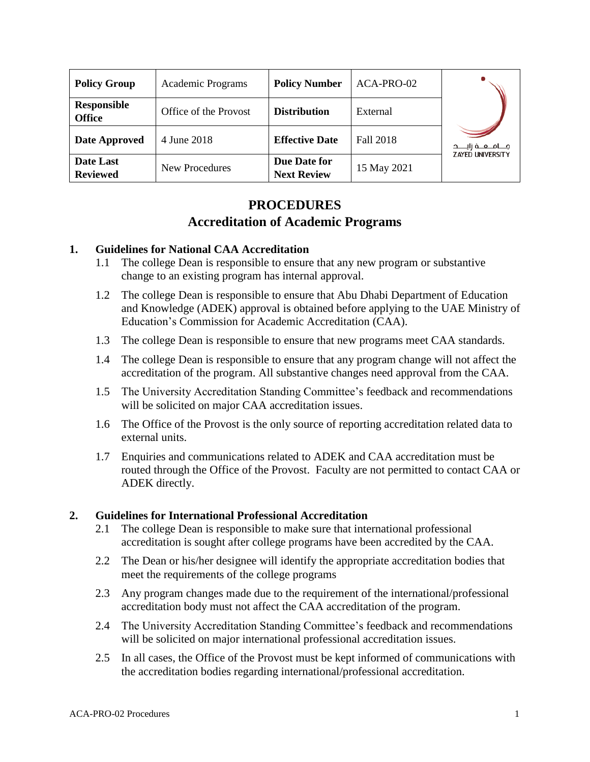| Policy Group | Academic Programs | Policy Number | ACA-PRO-02 | جـامـعـة زايـد ZAYED UNIVERSITY |
|---|---|---|---|---|
| Responsible Office | Office of the Provost | Distribution | External | |
| Date Approved | 4 June 2018 | Effective Date | Fall 2018 | |
| Date Last Reviewed | New Procedures | Due Date for Next Review | 15 May 2021 | |

# PROCEDURES
# Accreditation of Academic Programs

## 1. Guidelines for National CAA Accreditation

1.1 The college Dean is responsible to ensure that any new program or substantive change to an existing program has internal approval.

1.2 The college Dean is responsible to ensure that Abu Dhabi Department of Education and Knowledge (ADEK) approval is obtained before applying to the UAE Ministry of Education's Commission for Academic Accreditation (CAA).

1.3 The college Dean is responsible to ensure that new programs meet CAA standards.

1.4 The college Dean is responsible to ensure that any program change will not affect the accreditation of the program. All substantive changes need approval from the CAA.

1.5 The University Accreditation Standing Committee's feedback and recommendations will be solicited on major CAA accreditation issues.

1.6 The Office of the Provost is the only source of reporting accreditation related data to external units.

1.7 Enquiries and communications related to ADEK and CAA accreditation must be routed through the Office of the Provost. Faculty are not permitted to contact CAA or ADEK directly.

## 2. Guidelines for International Professional Accreditation

2.1 The college Dean is responsible to make sure that international professional accreditation is sought after college programs have been accredited by the CAA.

2.2 The Dean or his/her designee will identify the appropriate accreditation bodies that meet the requirements of the college programs

2.3 Any program changes made due to the requirement of the international/professional accreditation body must not affect the CAA accreditation of the program.

2.4 The University Accreditation Standing Committee's feedback and recommendations will be solicited on major international professional accreditation issues.

2.5 In all cases, the Office of the Provost must be kept informed of communications with the accreditation bodies regarding international/professional accreditation.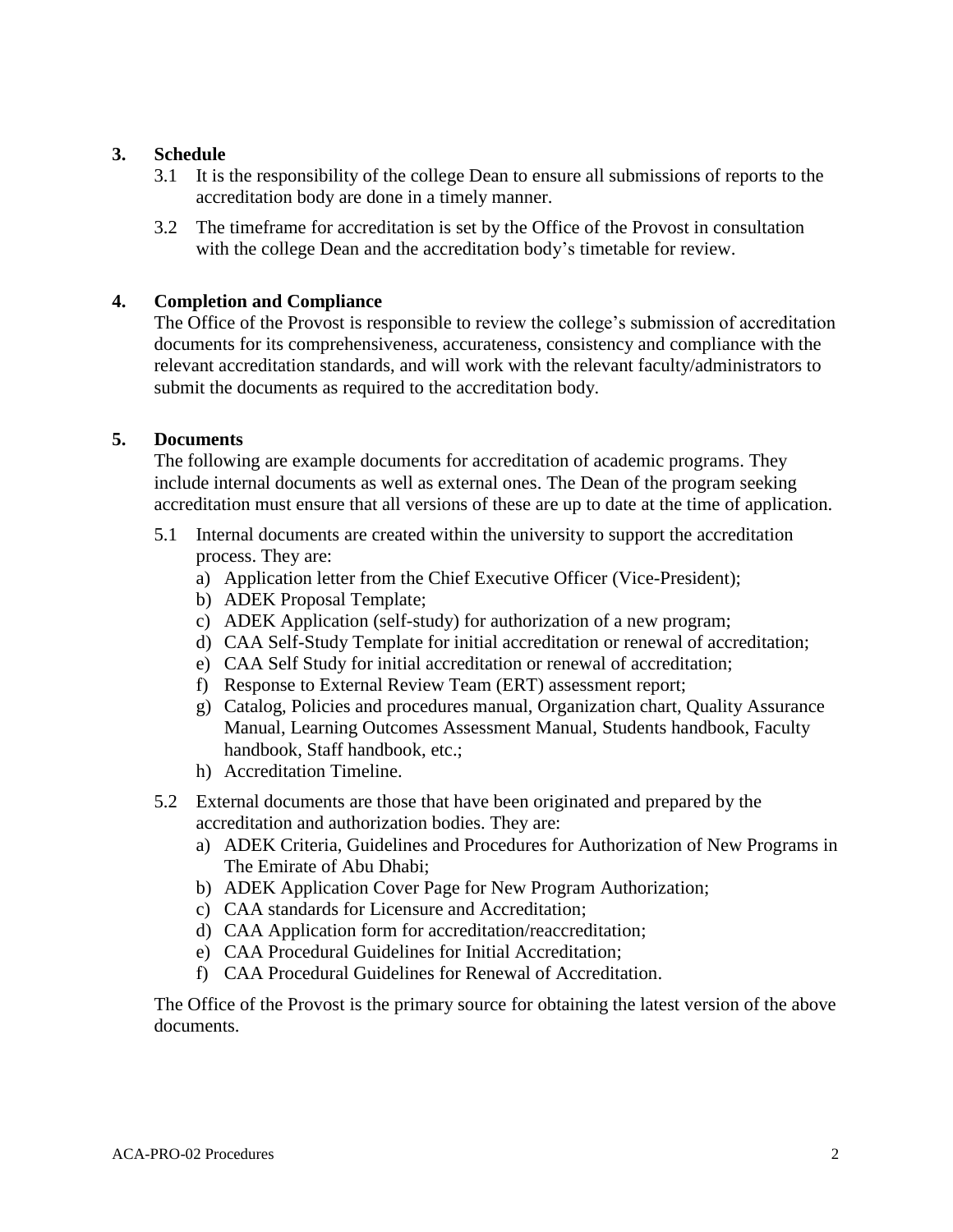## 3. Schedule

3.1 It is the responsibility of the college Dean to ensure all submissions of reports to the accreditation body are done in a timely manner.

3.2 The timeframe for accreditation is set by the Office of the Provost in consultation with the college Dean and the accreditation body's timetable for review.

## 4. Completion and Compliance

The Office of the Provost is responsible to review the college's submission of accreditation documents for its comprehensiveness, accurateness, consistency and compliance with the relevant accreditation standards, and will work with the relevant faculty/administrators to submit the documents as required to the accreditation body.

## 5. Documents

The following are example documents for accreditation of academic programs. They include internal documents as well as external ones. The Dean of the program seeking accreditation must ensure that all versions of these are up to date at the time of application.

5.1 Internal documents are created within the university to support the accreditation process. They are:

a) Application letter from the Chief Executive Officer (Vice-President);
b) ADEK Proposal Template;
c) ADEK Application (self-study) for authorization of a new program;
d) CAA Self-Study Template for initial accreditation or renewal of accreditation;
e) CAA Self Study for initial accreditation or renewal of accreditation;
f) Response to External Review Team (ERT) assessment report;
g) Catalog, Policies and procedures manual, Organization chart, Quality Assurance Manual, Learning Outcomes Assessment Manual, Students handbook, Faculty handbook, Staff handbook, etc.;
h) Accreditation Timeline.

5.2 External documents are those that have been originated and prepared by the accreditation and authorization bodies. They are:

a) ADEK Criteria, Guidelines and Procedures for Authorization of New Programs in The Emirate of Abu Dhabi;
b) ADEK Application Cover Page for New Program Authorization;
c) CAA standards for Licensure and Accreditation;
d) CAA Application form for accreditation/reaccreditation;
e) CAA Procedural Guidelines for Initial Accreditation;
f) CAA Procedural Guidelines for Renewal of Accreditation.

The Office of the Provost is the primary source for obtaining the latest version of the above documents.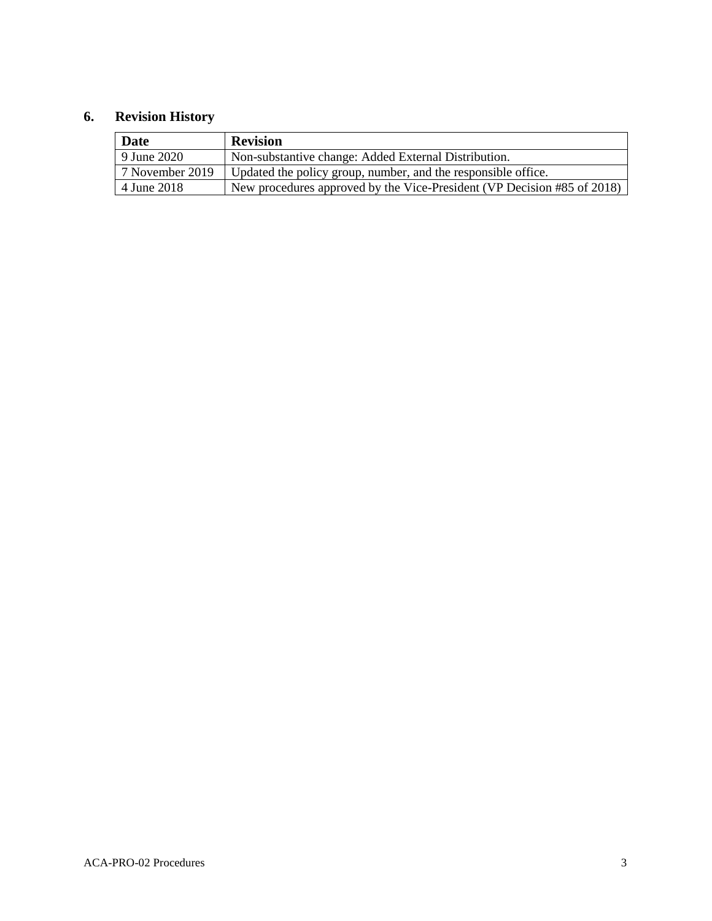## 6. Revision History

| Date | Revision |
|---|---|
| 9 June 2020 | Non-substantive change: Added External Distribution. |
| 7 November 2019 | Updated the policy group, number, and the responsible office. |
| 4 June 2018 | New procedures approved by the Vice-President (VP Decision #85 of 2018) |